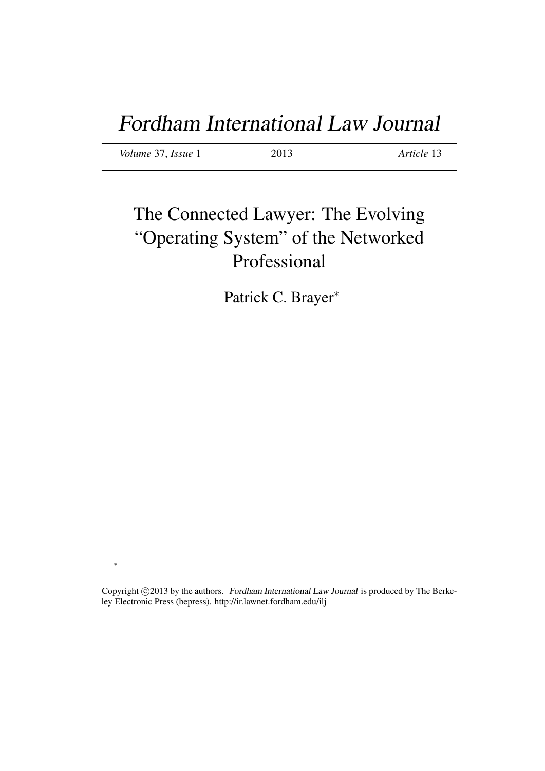# *Fordham International Law Journal*

*Volume* 37, *Issue* 1 | 2013 | *Article* 13

## The Connected Lawyer: The Evolving "Operating System" of the Networked Professional

Patrick C. Brayer*

*

Copyright ©2013 by the authors. *Fordham International Law Journal* is produced by The Berkeley Electronic Press (bepress). http://ir.lawnet.fordham.edu/ilj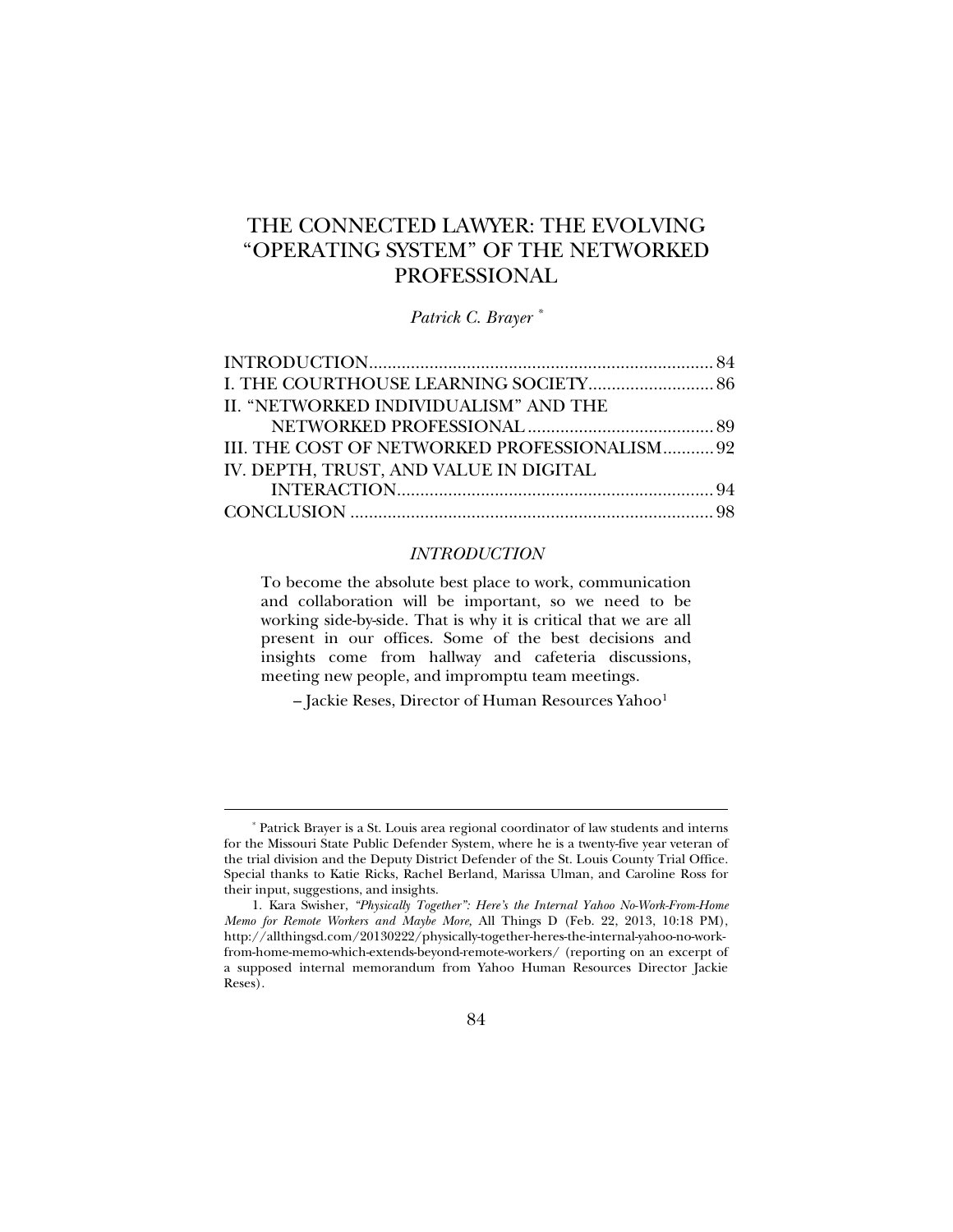# THE CONNECTED LAWYER: THE EVOLVING "OPERATING SYSTEM" OF THE NETWORKED PROFESSIONAL

*Patrick C. Brayer* *

| | |
|---|---|
| INTRODUCTION | 84 |
| I. THE COURTHOUSE LEARNING SOCIETY | 86 |
| II. "NETWORKED INDIVIDUALISM" AND THE NETWORKED PROFESSIONAL | 89 |
| III. THE COST OF NETWORKED PROFESSIONALISM | 92 |
| IV. DEPTH, TRUST, AND VALUE IN DIGITAL INTERACTION | 94 |
| CONCLUSION | 98 |

## *INTRODUCTION*

> To become the absolute best place to work, communication and collaboration will be important, so we need to be working side-by-side. That is why it is critical that we are all present in our offices. Some of the best decisions and insights come from hallway and cafeteria discussions, meeting new people, and impromptu team meetings.
>
> – Jackie Reses, Director of Human Resources Yahoo[1]

---

* Patrick Brayer is a St. Louis area regional coordinator of law students and interns for the Missouri State Public Defender System, where he is a twenty-five year veteran of the trial division and the Deputy District Defender of the St. Louis County Trial Office. Special thanks to Katie Ricks, Rachel Berland, Marissa Ulman, and Caroline Ross for their input, suggestions, and insights.

1. Kara Swisher, *"Physically Together": Here's the Internal Yahoo No-Work-From-Home Memo for Remote Workers and Maybe More*, All Things D (Feb. 22, 2013, 10:18 PM), http://allthingsd.com/20130222/physically-together-heres-the-internal-yahoo-no-work-from-home-memo-which-extends-beyond-remote-workers/ (reporting on an excerpt of a supposed internal memorandum from Yahoo Human Resources Director Jackie Reses).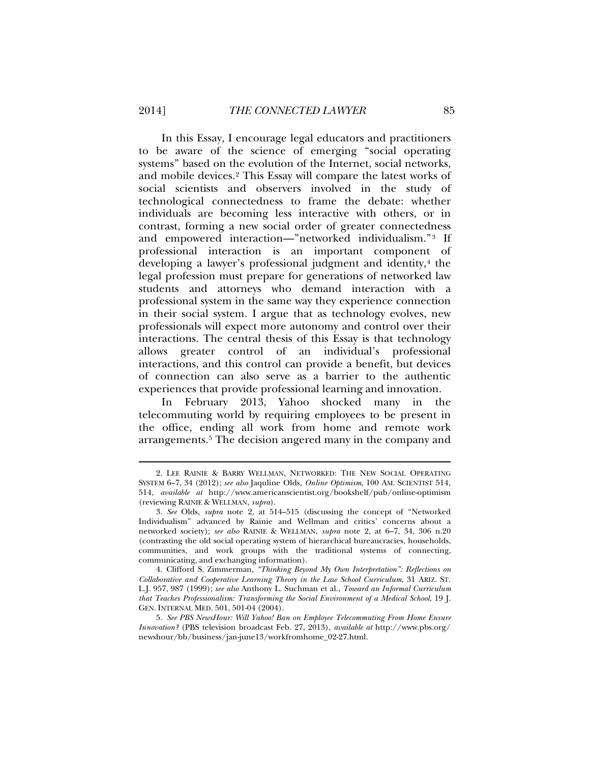In this Essay, I encourage legal educators and practitioners to be aware of the science of emerging "social operating systems" based on the evolution of the Internet, social networks, and mobile devices.[2] This Essay will compare the latest works of social scientists and observers involved in the study of technological connectedness to frame the debate: whether individuals are becoming less interactive with others, or in contrast, forming a new social order of greater connectedness and empowered interaction—"networked individualism."[3] If professional interaction is an important component of developing a lawyer's professional judgment and identity,[4] the legal profession must prepare for generations of networked law students and attorneys who demand interaction with a professional system in the same way they experience connection in their social system. I argue that as technology evolves, new professionals will expect more autonomy and control over their interactions. The central thesis of this Essay is that technology allows greater control of an individual's professional interactions, and this control can provide a benefit, but devices of connection can also serve as a barrier to the authentic experiences that provide professional learning and innovation.

In February 2013, Yahoo shocked many in the telecommuting world by requiring employees to be present in the office, ending all work from home and remote work arrangements.[5] The decision angered many in the company and

---

2. LEE RAINIE & BARRY WELLMAN, NETWORKED: THE NEW SOCIAL OPERATING SYSTEM 6–7, 34 (2012); *see also* Jaquline Olds, *Online Optimism*, 100 AM. SCIENTIST 514, 514, *available at* http://www.americanscientist.org/bookshelf/pub/online-optimism (reviewing RAINIE & WELLMAN, *supra*).

3. *See* Olds, *supra* note 2, at 514–515 (discussing the concept of "Networked Individualism" advanced by Rainie and Wellman and critics' concerns about a networked society); *see also* RAINIE & WELLMAN, *supra* note 2, at 6–7, 34, 306 n.20 (contrasting the old social operating system of hierarchical bureaucracies, households, communities, and work groups with the traditional systems of connecting, communicating, and exchanging information).

4. Clifford S. Zimmerman, *"Thinking Beyond My Own Interpretation": Reflections on Collaborative and Cooperative Learning Theory in the Law School Curriculum*, 31 ARIZ. ST. L.J. 957, 987 (1999); *see also* Anthony L. Suchman et al., *Toward an Informal Curriculum that Teaches Professionalism: Transforming the Social Environment of a Medical School*, 19 J. GEN. INTERNAL MED. 501, 501-04 (2004).

5. *See PBS NewsHour: Will Yahoo! Ban on Employee Telecommuting From Home Ensure Innovation?* (PBS television broadcast Feb. 27, 2013), *available at* http://www.pbs.org/newshour/bb/business/jan-june13/workfromhome_02-27.html.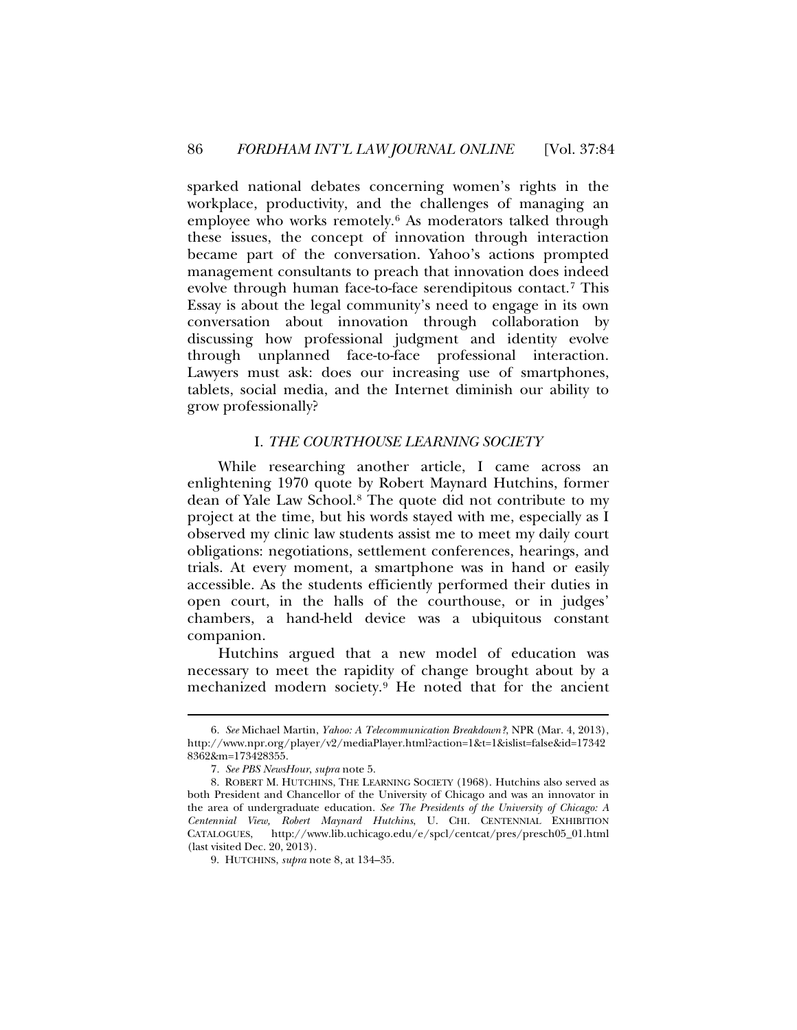sparked national debates concerning women's rights in the workplace, productivity, and the challenges of managing an employee who works remotely.[6] As moderators talked through these issues, the concept of innovation through interaction became part of the conversation. Yahoo's actions prompted management consultants to preach that innovation does indeed evolve through human face-to-face serendipitous contact.[7] This Essay is about the legal community's need to engage in its own conversation about innovation through collaboration by discussing how professional judgment and identity evolve through unplanned face-to-face professional interaction. Lawyers must ask: does our increasing use of smartphones, tablets, social media, and the Internet diminish our ability to grow professionally?

## I. *THE COURTHOUSE LEARNING SOCIETY*

While researching another article, I came across an enlightening 1970 quote by Robert Maynard Hutchins, former dean of Yale Law School.[8] The quote did not contribute to my project at the time, but his words stayed with me, especially as I observed my clinic law students assist me to meet my daily court obligations: negotiations, settlement conferences, hearings, and trials. At every moment, a smartphone was in hand or easily accessible. As the students efficiently performed their duties in open court, in the halls of the courthouse, or in judges' chambers, a hand-held device was a ubiquitous constant companion.

Hutchins argued that a new model of education was necessary to meet the rapidity of change brought about by a mechanized modern society.[9] He noted that for the ancient

---

6. *See* Michael Martin, *Yahoo: A Telecommunication Breakdown?*, NPR (Mar. 4, 2013), http://www.npr.org/player/v2/mediaPlayer.html?action=1&t=1&islist=false&id=173428362&m=173428355.

7. *See PBS NewsHour*, *supra* note 5.

8. ROBERT M. HUTCHINS, THE LEARNING SOCIETY (1968). Hutchins also served as both President and Chancellor of the University of Chicago and was an innovator in the area of undergraduate education. *See The Presidents of the University of Chicago: A Centennial View, Robert Maynard Hutchins*, U. CHI. CENTENNIAL EXHIBITION CATALOGUES, http://www.lib.uchicago.edu/e/spcl/centcat/pres/presch05_01.html (last visited Dec. 20, 2013).

9. HUTCHINS, *supra* note 8, at 134–35.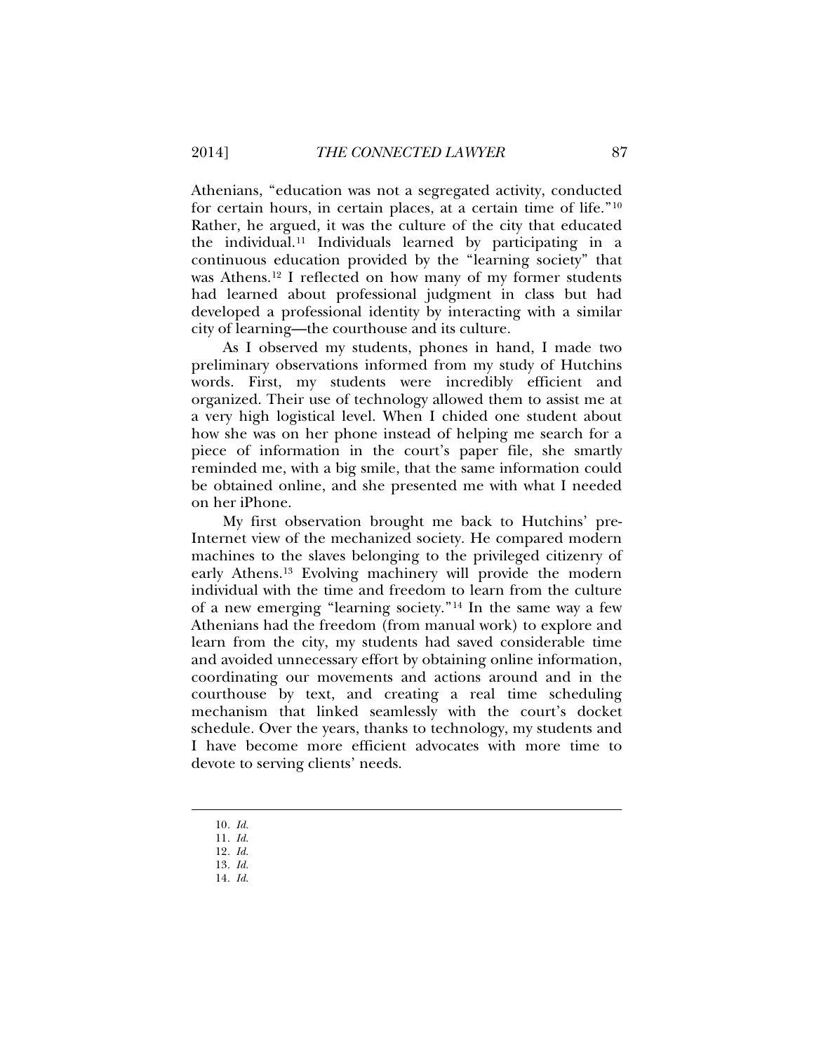Athenians, "education was not a segregated activity, conducted for certain hours, in certain places, at a certain time of life."[10] Rather, he argued, it was the culture of the city that educated the individual.[11] Individuals learned by participating in a continuous education provided by the "learning society" that was Athens.[12] I reflected on how many of my former students had learned about professional judgment in class but had developed a professional identity by interacting with a similar city of learning—the courthouse and its culture.

As I observed my students, phones in hand, I made two preliminary observations informed from my study of Hutchins words. First, my students were incredibly efficient and organized. Their use of technology allowed them to assist me at a very high logistical level. When I chided one student about how she was on her phone instead of helping me search for a piece of information in the court's paper file, she smartly reminded me, with a big smile, that the same information could be obtained online, and she presented me with what I needed on her iPhone.

My first observation brought me back to Hutchins' pre-Internet view of the mechanized society. He compared modern machines to the slaves belonging to the privileged citizenry of early Athens.[13] Evolving machinery will provide the modern individual with the time and freedom to learn from the culture of a new emerging "learning society."[14] In the same way a few Athenians had the freedom (from manual work) to explore and learn from the city, my students had saved considerable time and avoided unnecessary effort by obtaining online information, coordinating our movements and actions around and in the courthouse by text, and creating a real time scheduling mechanism that linked seamlessly with the court's docket schedule. Over the years, thanks to technology, my students and I have become more efficient advocates with more time to devote to serving clients' needs.

---

10. *Id.*
11. *Id.*
12. *Id.*
13. *Id.*
14. *Id.*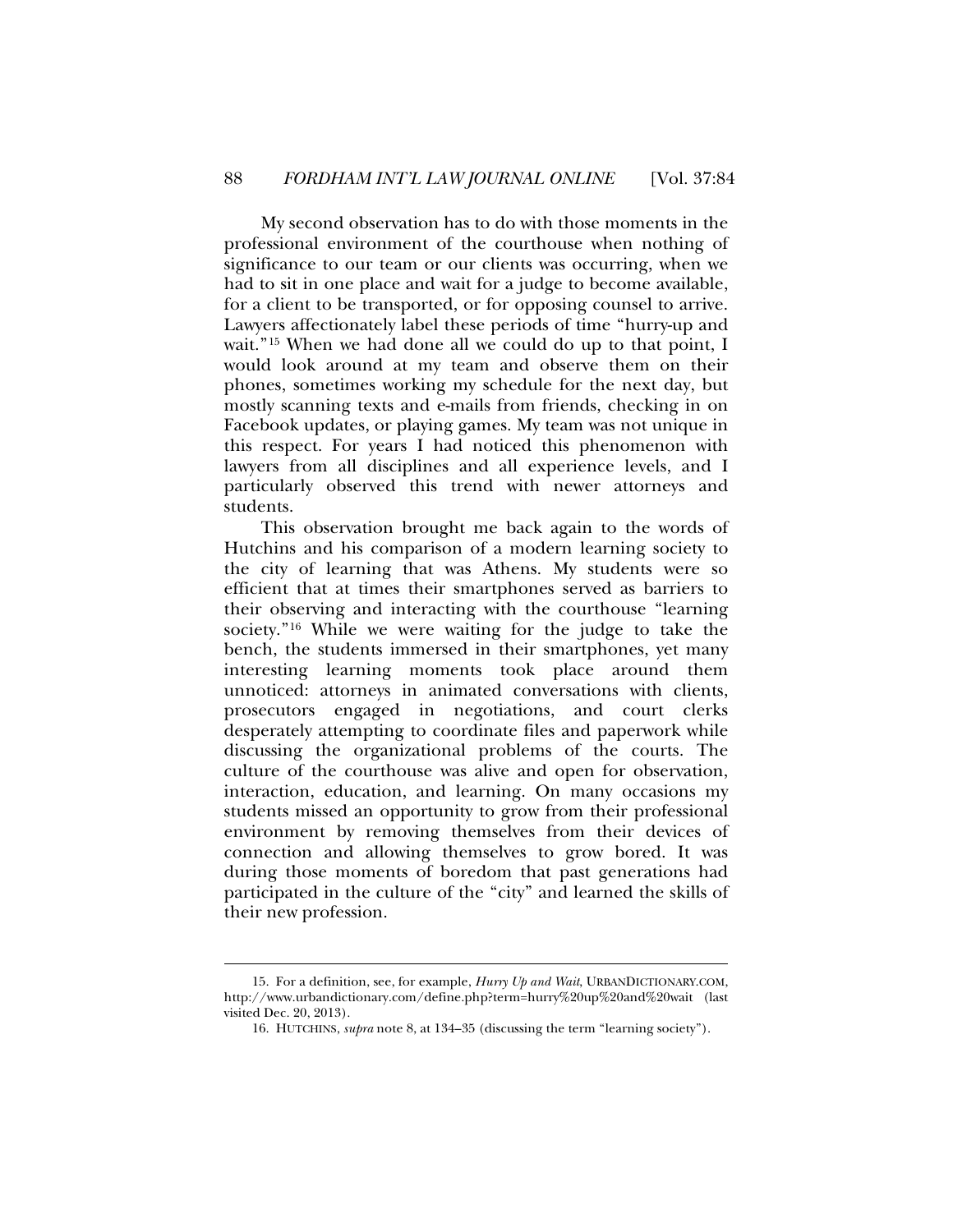My second observation has to do with those moments in the professional environment of the courthouse when nothing of significance to our team or our clients was occurring, when we had to sit in one place and wait for a judge to become available, for a client to be transported, or for opposing counsel to arrive. Lawyers affectionately label these periods of time "hurry-up and wait."[15] When we had done all we could do up to that point, I would look around at my team and observe them on their phones, sometimes working my schedule for the next day, but mostly scanning texts and e-mails from friends, checking in on Facebook updates, or playing games. My team was not unique in this respect. For years I had noticed this phenomenon with lawyers from all disciplines and all experience levels, and I particularly observed this trend with newer attorneys and students.

This observation brought me back again to the words of Hutchins and his comparison of a modern learning society to the city of learning that was Athens. My students were so efficient that at times their smartphones served as barriers to their observing and interacting with the courthouse "learning society."[16] While we were waiting for the judge to take the bench, the students immersed in their smartphones, yet many interesting learning moments took place around them unnoticed: attorneys in animated conversations with clients, prosecutors engaged in negotiations, and court clerks desperately attempting to coordinate files and paperwork while discussing the organizational problems of the courts. The culture of the courthouse was alive and open for observation, interaction, education, and learning. On many occasions my students missed an opportunity to grow from their professional environment by removing themselves from their devices of connection and allowing themselves to grow bored. It was during those moments of boredom that past generations had participated in the culture of the "city" and learned the skills of their new profession.

---

15. For a definition, see, for example, *Hurry Up and Wait*, URBANDICTIONARY.COM, http://www.urbandictionary.com/define.php?term=hurry%20up%20and%20wait (last visited Dec. 20, 2013).

16. HUTCHINS, *supra* note 8, at 134–35 (discussing the term "learning society").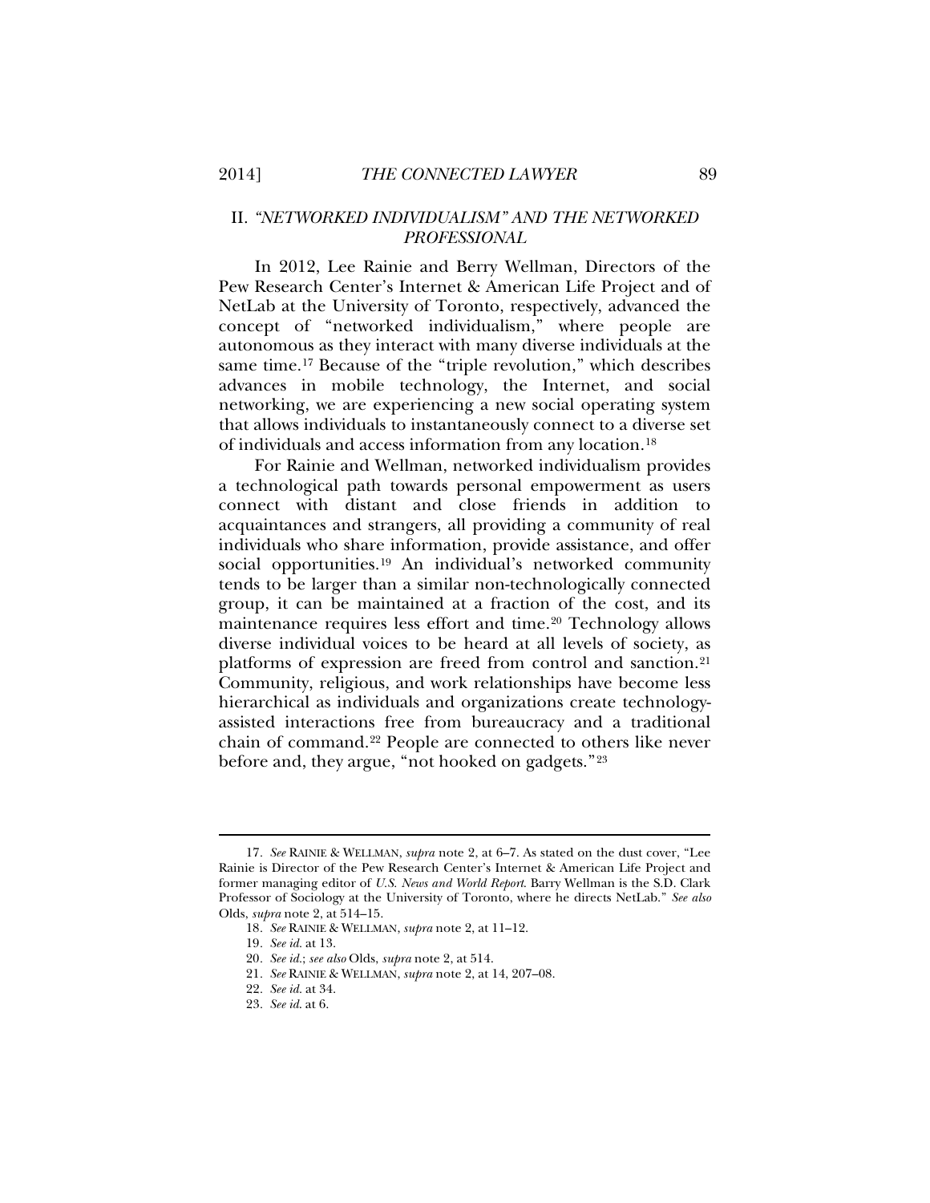## II. *"NETWORKED INDIVIDUALISM" AND THE NETWORKED PROFESSIONAL*

In 2012, Lee Rainie and Berry Wellman, Directors of the Pew Research Center's Internet & American Life Project and of NetLab at the University of Toronto, respectively, advanced the concept of "networked individualism," where people are autonomous as they interact with many diverse individuals at the same time.[17] Because of the "triple revolution," which describes advances in mobile technology, the Internet, and social networking, we are experiencing a new social operating system that allows individuals to instantaneously connect to a diverse set of individuals and access information from any location.[18]

For Rainie and Wellman, networked individualism provides a technological path towards personal empowerment as users connect with distant and close friends in addition to acquaintances and strangers, all providing a community of real individuals who share information, provide assistance, and offer social opportunities.[19] An individual's networked community tends to be larger than a similar non-technologically connected group, it can be maintained at a fraction of the cost, and its maintenance requires less effort and time.[20] Technology allows diverse individual voices to be heard at all levels of society, as platforms of expression are freed from control and sanction.[21] Community, religious, and work relationships have become less hierarchical as individuals and organizations create technology-assisted interactions free from bureaucracy and a traditional chain of command.[22] People are connected to others like never before and, they argue, "not hooked on gadgets."[23]

---

17. *See* RAINIE & WELLMAN, *supra* note 2, at 6–7. As stated on the dust cover, "Lee Rainie is Director of the Pew Research Center's Internet & American Life Project and former managing editor of *U.S. News and World Report*. Barry Wellman is the S.D. Clark Professor of Sociology at the University of Toronto, where he directs NetLab." *See also* Olds, *supra* note 2, at 514–15.

18. *See* RAINIE & WELLMAN, *supra* note 2, at 11–12.

19. *See id.* at 13.

20. *See id.*; *see also* Olds, *supra* note 2, at 514.

21. *See* RAINIE & WELLMAN, *supra* note 2, at 14, 207–08.

22. *See id.* at 34.

23. *See id.* at 6.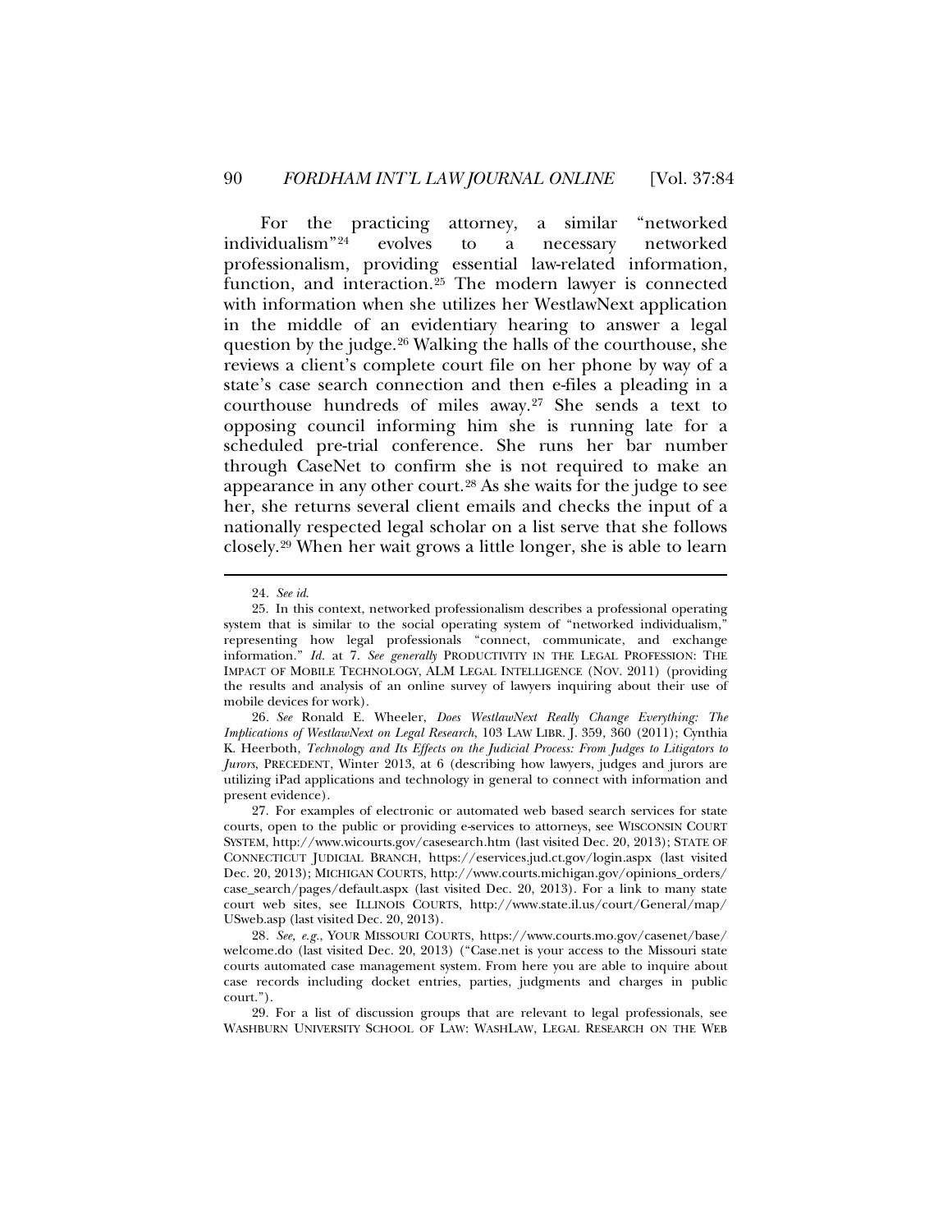For the practicing attorney, a similar "networked individualism"[24] evolves to a necessary networked professionalism, providing essential law-related information, function, and interaction.[25] The modern lawyer is connected with information when she utilizes her WestlawNext application in the middle of an evidentiary hearing to answer a legal question by the judge.[26] Walking the halls of the courthouse, she reviews a client's complete court file on her phone by way of a state's case search connection and then e-files a pleading in a courthouse hundreds of miles away.[27] She sends a text to opposing council informing him she is running late for a scheduled pre-trial conference. She runs her bar number through CaseNet to confirm she is not required to make an appearance in any other court.[28] As she waits for the judge to see her, she returns several client emails and checks the input of a nationally respected legal scholar on a list serve that she follows closely.[29] When her wait grows a little longer, she is able to learn

---

24. *See id.*

25. In this context, networked professionalism describes a professional operating system that is similar to the social operating system of "networked individualism," representing how legal professionals "connect, communicate, and exchange information." *Id.* at 7. *See generally* PRODUCTIVITY IN THE LEGAL PROFESSION: THE IMPACT OF MOBILE TECHNOLOGY, ALM LEGAL INTELLIGENCE (NOV. 2011) (providing the results and analysis of an online survey of lawyers inquiring about their use of mobile devices for work).

26. *See* Ronald E. Wheeler, *Does WestlawNext Really Change Everything: The Implications of WestlawNext on Legal Research*, 103 LAW LIBR. J. 359, 360 (2011); Cynthia K. Heerboth, *Technology and Its Effects on the Judicial Process: From Judges to Litigators to Jurors*, PRECEDENT, Winter 2013, at 6 (describing how lawyers, judges and jurors are utilizing iPad applications and technology in general to connect with information and present evidence).

27. For examples of electronic or automated web based search services for state courts, open to the public or providing e-services to attorneys, see WISCONSIN COURT SYSTEM, http://www.wicourts.gov/casesearch.htm (last visited Dec. 20, 2013); STATE OF CONNECTICUT JUDICIAL BRANCH, https://eservices.jud.ct.gov/login.aspx (last visited Dec. 20, 2013); MICHIGAN COURTS, http://www.courts.michigan.gov/opinions_orders/case_search/pages/default.aspx (last visited Dec. 20, 2013). For a link to many state court web sites, see ILLINOIS COURTS, http://www.state.il.us/court/General/map/USweb.asp (last visited Dec. 20, 2013).

28. *See, e.g.*, YOUR MISSOURI COURTS, https://www.courts.mo.gov/casenet/base/welcome.do (last visited Dec. 20, 2013) ("Case.net is your access to the Missouri state courts automated case management system. From here you are able to inquire about case records including docket entries, parties, judgments and charges in public court.").

29. For a list of discussion groups that are relevant to legal professionals, see WASHBURN UNIVERSITY SCHOOL OF LAW: WASHLAW, LEGAL RESEARCH ON THE WEB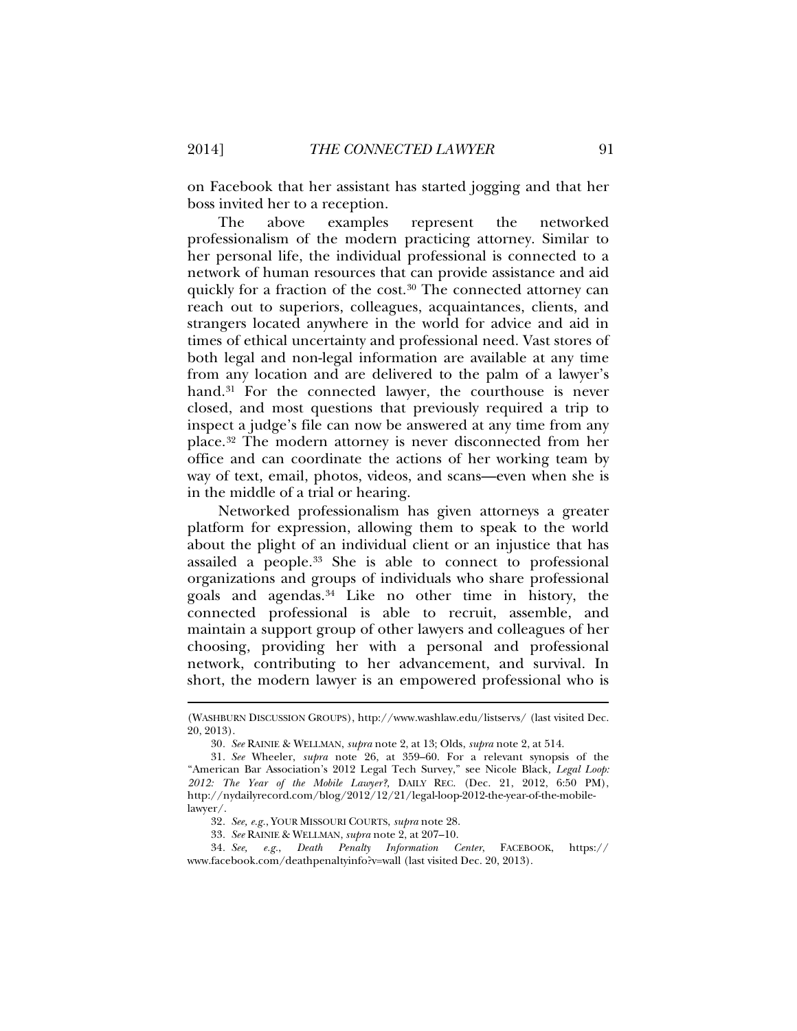on Facebook that her assistant has started jogging and that her boss invited her to a reception.

The above examples represent the networked professionalism of the modern practicing attorney. Similar to her personal life, the individual professional is connected to a network of human resources that can provide assistance and aid quickly for a fraction of the cost.[30] The connected attorney can reach out to superiors, colleagues, acquaintances, clients, and strangers located anywhere in the world for advice and aid in times of ethical uncertainty and professional need. Vast stores of both legal and non-legal information are available at any time from any location and are delivered to the palm of a lawyer's hand.[31] For the connected lawyer, the courthouse is never closed, and most questions that previously required a trip to inspect a judge's file can now be answered at any time from any place.[32] The modern attorney is never disconnected from her office and can coordinate the actions of her working team by way of text, email, photos, videos, and scans—even when she is in the middle of a trial or hearing.

Networked professionalism has given attorneys a greater platform for expression, allowing them to speak to the world about the plight of an individual client or an injustice that has assailed a people.[33] She is able to connect to professional organizations and groups of individuals who share professional goals and agendas.[34] Like no other time in history, the connected professional is able to recruit, assemble, and maintain a support group of other lawyers and colleagues of her choosing, providing her with a personal and professional network, contributing to her advancement, and survival. In short, the modern lawyer is an empowered professional who is

---

(WASHBURN DISCUSSION GROUPS), http://www.washlaw.edu/listservs/ (last visited Dec. 20, 2013).

30. *See* RAINIE & WELLMAN, *supra* note 2, at 13; Olds, *supra* note 2, at 514.

31. *See* Wheeler, *supra* note 26, at 359–60. For a relevant synopsis of the "American Bar Association's 2012 Legal Tech Survey," see Nicole Black, *Legal Loop: 2012: The Year of the Mobile Lawyer?*, DAILY REC. (Dec. 21, 2012, 6:50 PM), http://nydailyrecord.com/blog/2012/12/21/legal-loop-2012-the-year-of-the-mobile-lawyer/.

32. *See, e.g.*, YOUR MISSOURI COURTS, *supra* note 28.

33. *See* RAINIE & WELLMAN, *supra* note 2, at 207–10.

34. *See, e.g.*, *Death Penalty Information Center*, FACEBOOK, https://www.facebook.com/deathpenaltyinfo?v=wall (last visited Dec. 20, 2013).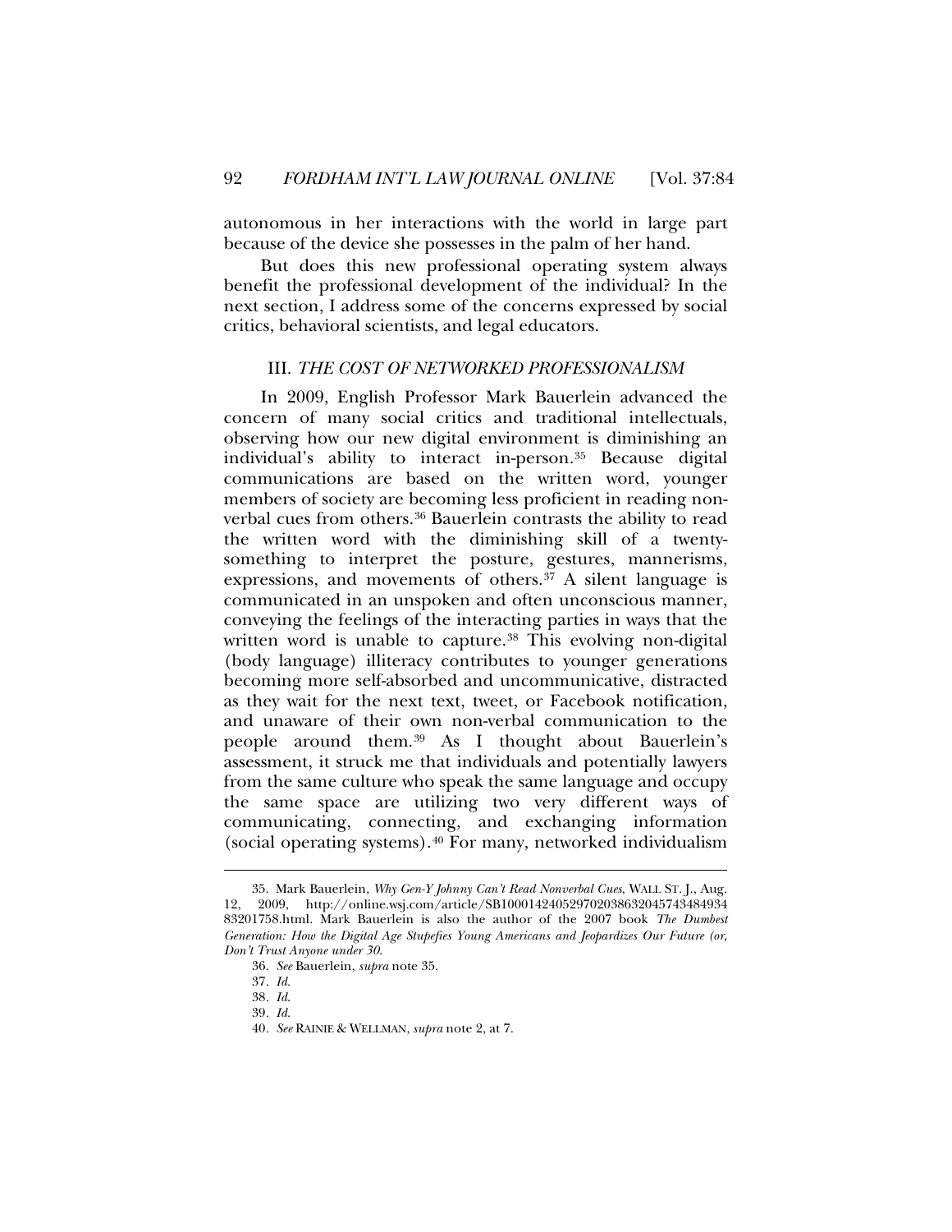autonomous in her interactions with the world in large part because of the device she possesses in the palm of her hand.

But does this new professional operating system always benefit the professional development of the individual? In the next section, I address some of the concerns expressed by social critics, behavioral scientists, and legal educators.

### III. *THE COST OF NETWORKED PROFESSIONALISM*

In 2009, English Professor Mark Bauerlein advanced the concern of many social critics and traditional intellectuals, observing how our new digital environment is diminishing an individual's ability to interact in-person.[35] Because digital communications are based on the written word, younger members of society are becoming less proficient in reading non-verbal cues from others.[36] Bauerlein contrasts the ability to read the written word with the diminishing skill of a twenty-something to interpret the posture, gestures, mannerisms, expressions, and movements of others.[37] A silent language is communicated in an unspoken and often unconscious manner, conveying the feelings of the interacting parties in ways that the written word is unable to capture.[38] This evolving non-digital (body language) illiteracy contributes to younger generations becoming more self-absorbed and uncommunicative, distracted as they wait for the next text, tweet, or Facebook notification, and unaware of their own non-verbal communication to the people around them.[39] As I thought about Bauerlein's assessment, it struck me that individuals and potentially lawyers from the same culture who speak the same language and occupy the same space are utilizing two very different ways of communicating, connecting, and exchanging information (social operating systems).[40] For many, networked individualism

---

35. Mark Bauerlein, *Why Gen-Y Johnny Can't Read Nonverbal Cues*, WALL ST. J., Aug. 12, 2009, http://online.wsj.com/article/SB10001424052970203863204574348493483201758.html. Mark Bauerlein is also the author of the 2007 book *The Dumbest Generation: How the Digital Age Stupefies Young Americans and Jeopardizes Our Future (or, Don't Trust Anyone under 30*.

36. *See* Bauerlein, *supra* note 35.

37. *Id.*

38. *Id.*

39. *Id.*

40. *See* RAINIE & WELLMAN, *supra* note 2, at 7.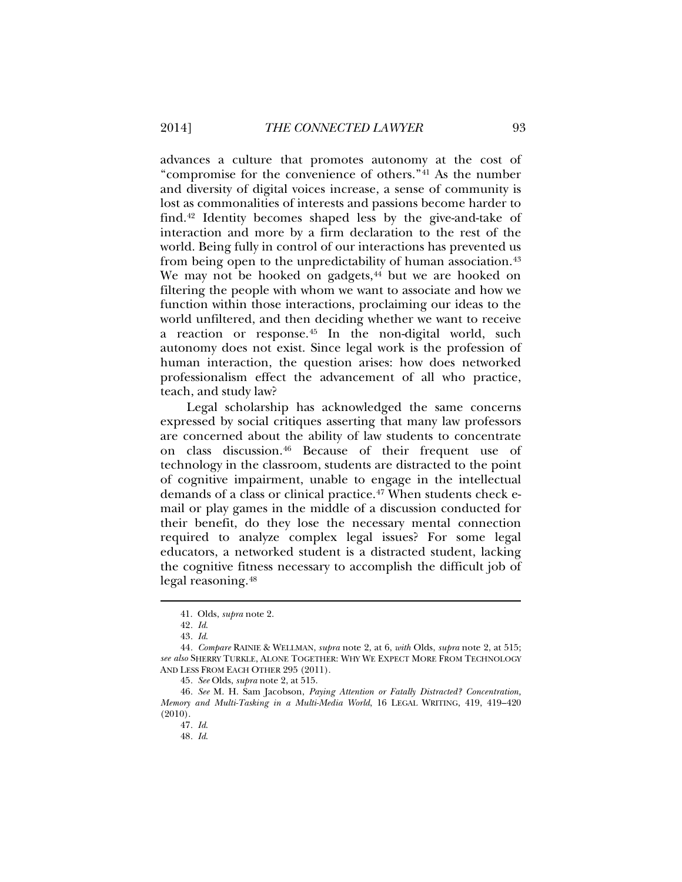advances a culture that promotes autonomy at the cost of "compromise for the convenience of others."[41] As the number and diversity of digital voices increase, a sense of community is lost as commonalities of interests and passions become harder to find.[42] Identity becomes shaped less by the give-and-take of interaction and more by a firm declaration to the rest of the world. Being fully in control of our interactions has prevented us from being open to the unpredictability of human association.[43] We may not be hooked on gadgets,[44] but we are hooked on filtering the people with whom we want to associate and how we function within those interactions, proclaiming our ideas to the world unfiltered, and then deciding whether we want to receive a reaction or response.[45] In the non-digital world, such autonomy does not exist. Since legal work is the profession of human interaction, the question arises: how does networked professionalism effect the advancement of all who practice, teach, and study law?

Legal scholarship has acknowledged the same concerns expressed by social critiques asserting that many law professors are concerned about the ability of law students to concentrate on class discussion.[46] Because of their frequent use of technology in the classroom, students are distracted to the point of cognitive impairment, unable to engage in the intellectual demands of a class or clinical practice.[47] When students check e-mail or play games in the middle of a discussion conducted for their benefit, do they lose the necessary mental connection required to analyze complex legal issues? For some legal educators, a networked student is a distracted student, lacking the cognitive fitness necessary to accomplish the difficult job of legal reasoning.[48]

---

41. Olds, *supra* note 2.

42. *Id.*

43. *Id.*

44. *Compare* RAINIE & WELLMAN, *supra* note 2, at 6, *with* Olds, *supra* note 2, at 515; *see also* SHERRY TURKLE, ALONE TOGETHER: WHY WE EXPECT MORE FROM TECHNOLOGY AND LESS FROM EACH OTHER 295 (2011).

45. *See* Olds, *supra* note 2, at 515.

46. *See* M. H. Sam Jacobson, *Paying Attention or Fatally Distracted? Concentration, Memory and Multi-Tasking in a Multi-Media World*, 16 LEGAL WRITING, 419, 419–420 (2010).

47. *Id.*

48. *Id.*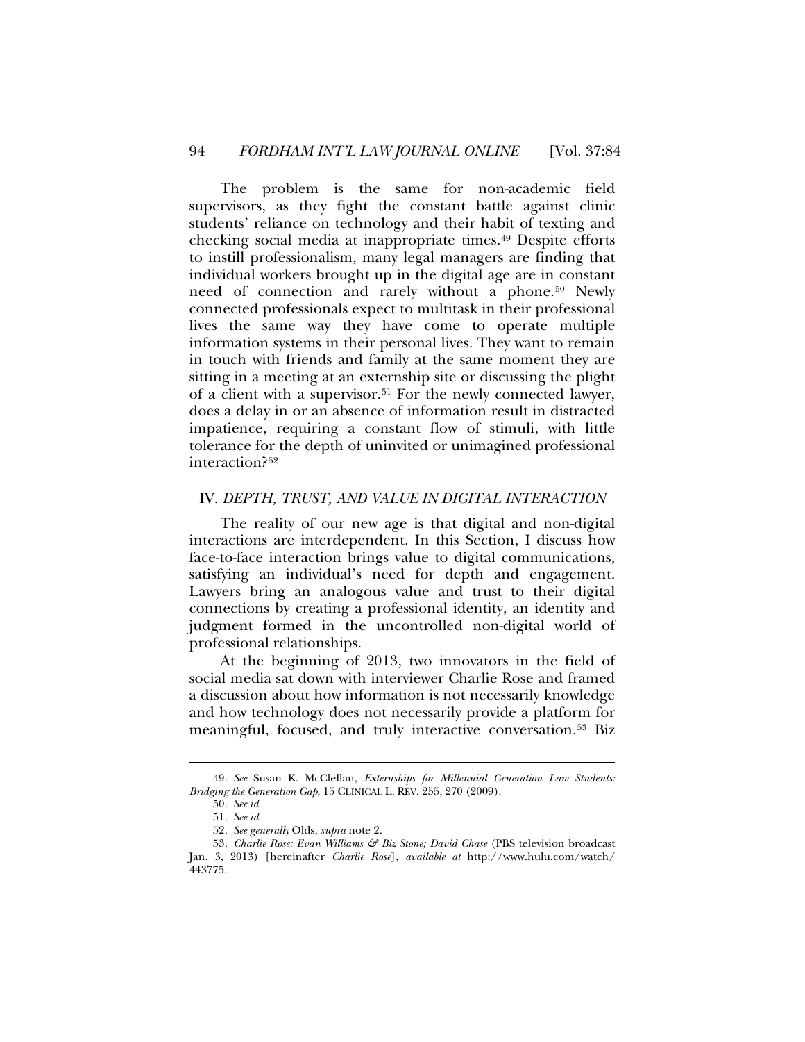The problem is the same for non-academic field supervisors, as they fight the constant battle against clinic students' reliance on technology and their habit of texting and checking social media at inappropriate times.[49] Despite efforts to instill professionalism, many legal managers are finding that individual workers brought up in the digital age are in constant need of connection and rarely without a phone.[50] Newly connected professionals expect to multitask in their professional lives the same way they have come to operate multiple information systems in their personal lives. They want to remain in touch with friends and family at the same moment they are sitting in a meeting at an externship site or discussing the plight of a client with a supervisor.[51] For the newly connected lawyer, does a delay in or an absence of information result in distracted impatience, requiring a constant flow of stimuli, with little tolerance for the depth of uninvited or unimagined professional interaction?[52]

## IV. *DEPTH, TRUST, AND VALUE IN DIGITAL INTERACTION*

The reality of our new age is that digital and non-digital interactions are interdependent. In this Section, I discuss how face-to-face interaction brings value to digital communications, satisfying an individual's need for depth and engagement. Lawyers bring an analogous value and trust to their digital connections by creating a professional identity, an identity and judgment formed in the uncontrolled non-digital world of professional relationships.

At the beginning of 2013, two innovators in the field of social media sat down with interviewer Charlie Rose and framed a discussion about how information is not necessarily knowledge and how technology does not necessarily provide a platform for meaningful, focused, and truly interactive conversation.[53] Biz

---

49. *See* Susan K. McClellan, *Externships for Millennial Generation Law Students: Bridging the Generation Gap*, 15 CLINICAL L. REV. 255, 270 (2009).

50. *See id.*

51. *See id.*

52. *See generally* Olds, *supra* note 2.

53. *Charlie Rose: Evan Williams & Biz Stone; David Chase* (PBS television broadcast Jan. 3, 2013) [hereinafter *Charlie Rose*], *available at* http://www.hulu.com/watch/443775.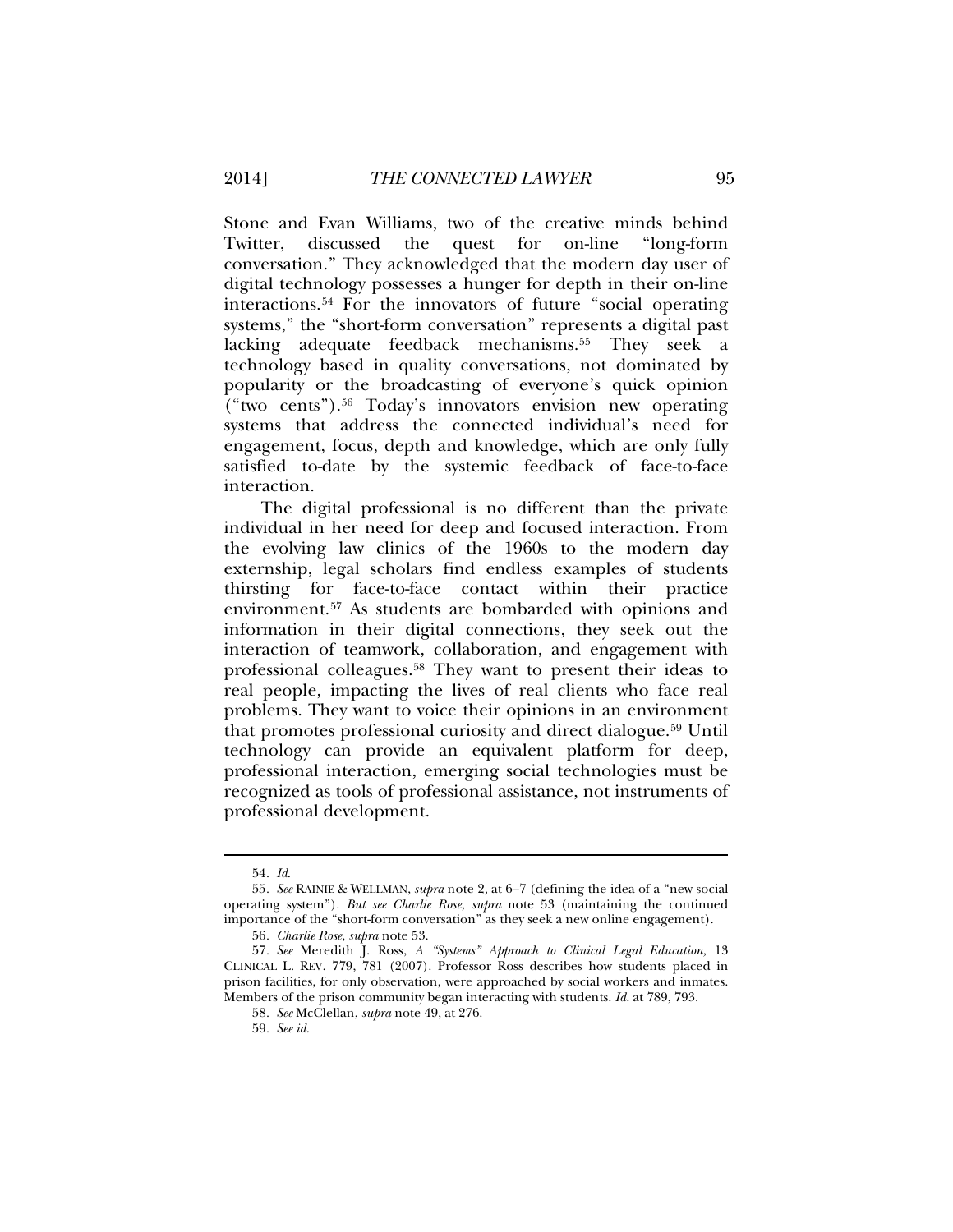Stone and Evan Williams, two of the creative minds behind Twitter, discussed the quest for on-line "long-form conversation." They acknowledged that the modern day user of digital technology possesses a hunger for depth in their on-line interactions.[54] For the innovators of future "social operating systems," the "short-form conversation" represents a digital past lacking adequate feedback mechanisms.[55] They seek a technology based in quality conversations, not dominated by popularity or the broadcasting of everyone's quick opinion ("two cents").[56] Today's innovators envision new operating systems that address the connected individual's need for engagement, focus, depth and knowledge, which are only fully satisfied to-date by the systemic feedback of face-to-face interaction.

The digital professional is no different than the private individual in her need for deep and focused interaction. From the evolving law clinics of the 1960s to the modern day externship, legal scholars find endless examples of students thirsting for face-to-face contact within their practice environment.[57] As students are bombarded with opinions and information in their digital connections, they seek out the interaction of teamwork, collaboration, and engagement with professional colleagues.[58] They want to present their ideas to real people, impacting the lives of real clients who face real problems. They want to voice their opinions in an environment that promotes professional curiosity and direct dialogue.[59] Until technology can provide an equivalent platform for deep, professional interaction, emerging social technologies must be recognized as tools of professional assistance, not instruments of professional development.

---

54. *Id.*

55. *See* RAINIE & WELLMAN, *supra* note 2, at 6–7 (defining the idea of a "new social operating system"). *But see Charlie Rose*, *supra* note 53 (maintaining the continued importance of the "short-form conversation" as they seek a new online engagement).

56. *Charlie Rose*, *supra* note 53.

57. *See* Meredith J. Ross, *A "Systems" Approach to Clinical Legal Education*, 13 CLINICAL L. REV. 779, 781 (2007). Professor Ross describes how students placed in prison facilities, for only observation, were approached by social workers and inmates. Members of the prison community began interacting with students. *Id.* at 789, 793.

58. *See* McClellan, *supra* note 49, at 276.

59. *See id.*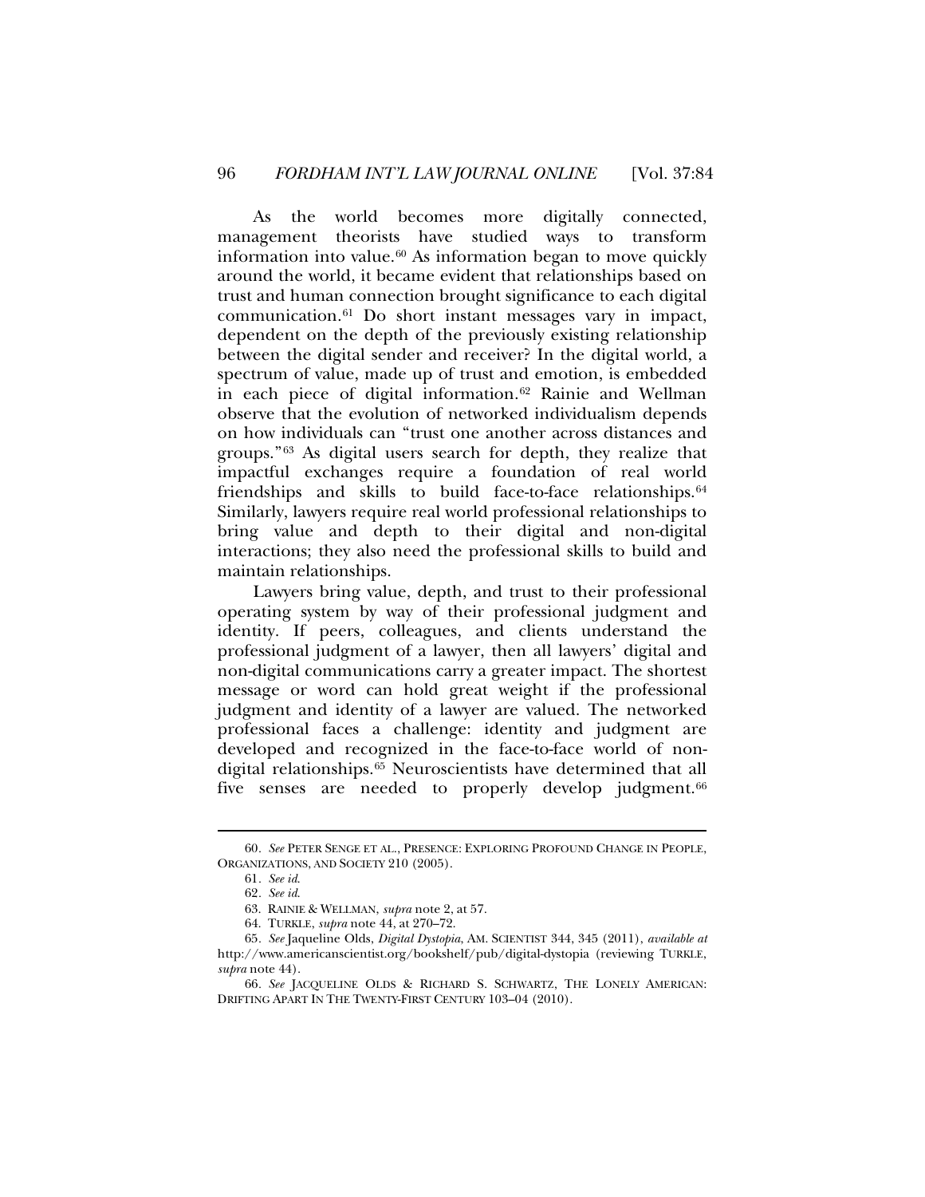As the world becomes more digitally connected, management theorists have studied ways to transform information into value.[60] As information began to move quickly around the world, it became evident that relationships based on trust and human connection brought significance to each digital communication.[61] Do short instant messages vary in impact, dependent on the depth of the previously existing relationship between the digital sender and receiver? In the digital world, a spectrum of value, made up of trust and emotion, is embedded in each piece of digital information.[62] Rainie and Wellman observe that the evolution of networked individualism depends on how individuals can "trust one another across distances and groups."[63] As digital users search for depth, they realize that impactful exchanges require a foundation of real world friendships and skills to build face-to-face relationships.[64] Similarly, lawyers require real world professional relationships to bring value and depth to their digital and non-digital interactions; they also need the professional skills to build and maintain relationships.

Lawyers bring value, depth, and trust to their professional operating system by way of their professional judgment and identity. If peers, colleagues, and clients understand the professional judgment of a lawyer, then all lawyers' digital and non-digital communications carry a greater impact. The shortest message or word can hold great weight if the professional judgment and identity of a lawyer are valued. The networked professional faces a challenge: identity and judgment are developed and recognized in the face-to-face world of non-digital relationships.[65] Neuroscientists have determined that all five senses are needed to properly develop judgment.[66]

---

60. *See* PETER SENGE ET AL., PRESENCE: EXPLORING PROFOUND CHANGE IN PEOPLE, ORGANIZATIONS, AND SOCIETY 210 (2005).

61. *See id.*

62. *See id.*

63. RAINIE & WELLMAN, *supra* note 2, at 57.

64. TURKLE, *supra* note 44, at 270–72.

65. *See* Jaqueline Olds, *Digital Dystopia*, AM. SCIENTIST 344, 345 (2011), *available at* http://www.americanscientist.org/bookshelf/pub/digital-dystopia (reviewing TURKLE, *supra* note 44).

66. *See* JACQUELINE OLDS & RICHARD S. SCHWARTZ, THE LONELY AMERICAN: DRIFTING APART IN THE TWENTY-FIRST CENTURY 103–04 (2010).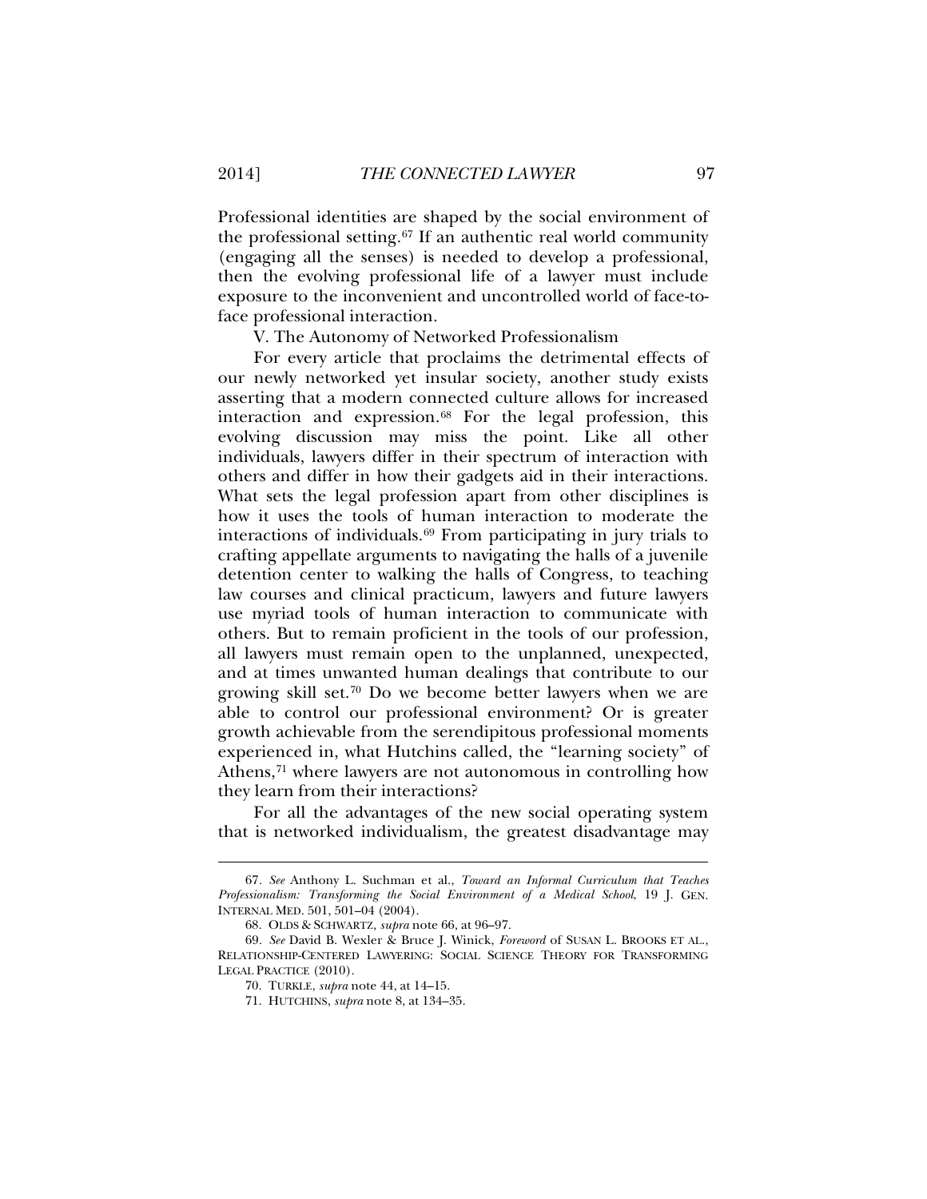Professional identities are shaped by the social environment of the professional setting.[67] If an authentic real world community (engaging all the senses) is needed to develop a professional, then the evolving professional life of a lawyer must include exposure to the inconvenient and uncontrolled world of face-to-face professional interaction.

## V. The Autonomy of Networked Professionalism

For every article that proclaims the detrimental effects of our newly networked yet insular society, another study exists asserting that a modern connected culture allows for increased interaction and expression.[68] For the legal profession, this evolving discussion may miss the point. Like all other individuals, lawyers differ in their spectrum of interaction with others and differ in how their gadgets aid in their interactions. What sets the legal profession apart from other disciplines is how it uses the tools of human interaction to moderate the interactions of individuals.[69] From participating in jury trials to crafting appellate arguments to navigating the halls of a juvenile detention center to walking the halls of Congress, to teaching law courses and clinical practicum, lawyers and future lawyers use myriad tools of human interaction to communicate with others. But to remain proficient in the tools of our profession, all lawyers must remain open to the unplanned, unexpected, and at times unwanted human dealings that contribute to our growing skill set.[70] Do we become better lawyers when we are able to control our professional environment? Or is greater growth achievable from the serendipitous professional moments experienced in, what Hutchins called, the "learning society" of Athens,[71] where lawyers are not autonomous in controlling how they learn from their interactions?

For all the advantages of the new social operating system that is networked individualism, the greatest disadvantage may

---

67. *See* Anthony L. Suchman et al., *Toward an Informal Curriculum that Teaches Professionalism: Transforming the Social Environment of a Medical School*, 19 J. GEN. INTERNAL MED. 501, 501–04 (2004).

68. OLDS & SCHWARTZ, *supra* note 66, at 96–97.

69. *See* David B. Wexler & Bruce J. Winick, *Foreword* of SUSAN L. BROOKS ET AL., RELATIONSHIP-CENTERED LAWYERING: SOCIAL SCIENCE THEORY FOR TRANSFORMING LEGAL PRACTICE (2010).

70. TURKLE, *supra* note 44, at 14–15.

71. HUTCHINS, *supra* note 8, at 134–35.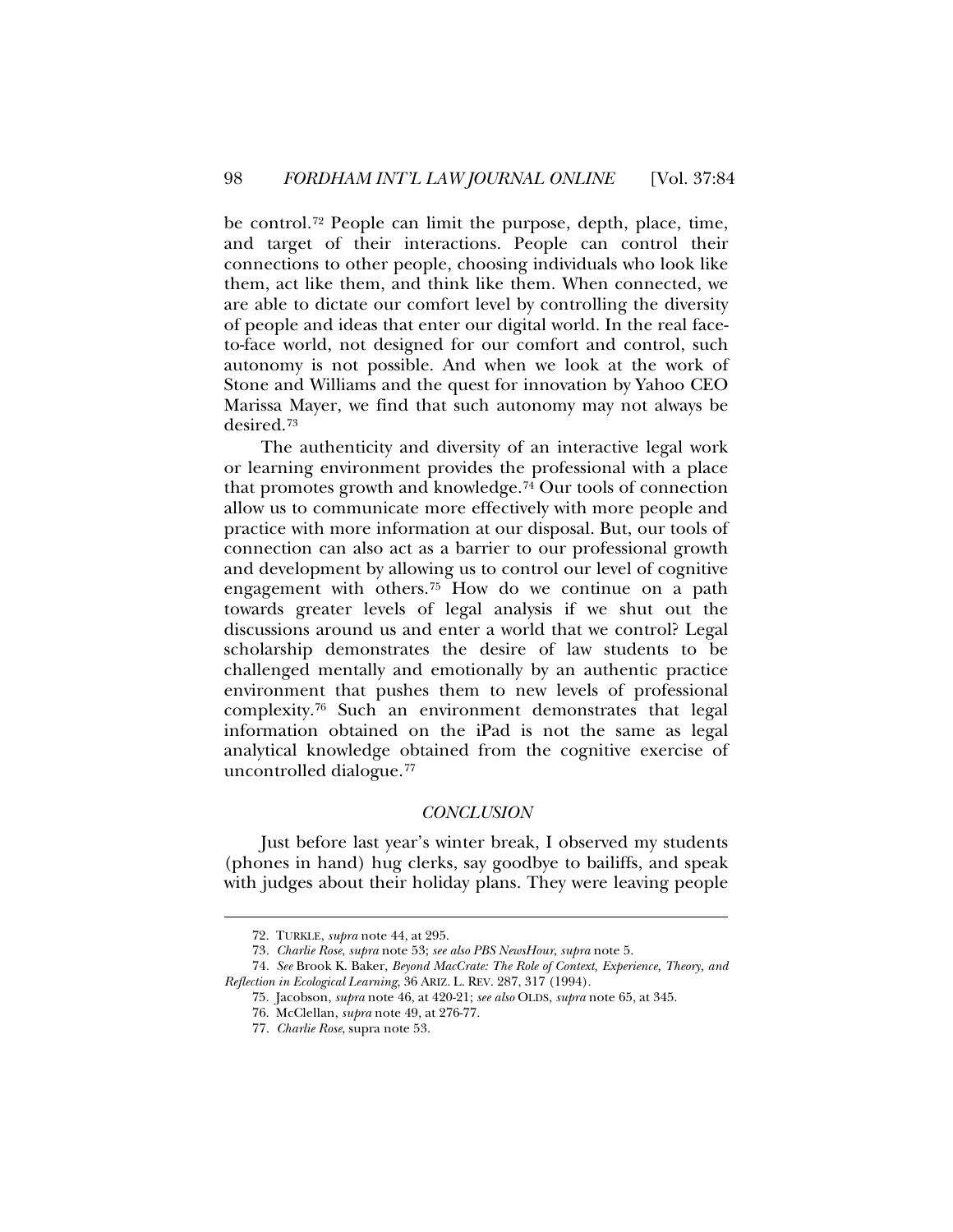be control.[72] People can limit the purpose, depth, place, time, and target of their interactions. People can control their connections to other people, choosing individuals who look like them, act like them, and think like them. When connected, we are able to dictate our comfort level by controlling the diversity of people and ideas that enter our digital world. In the real face-to-face world, not designed for our comfort and control, such autonomy is not possible. And when we look at the work of Stone and Williams and the quest for innovation by Yahoo CEO Marissa Mayer, we find that such autonomy may not always be desired.[73]

The authenticity and diversity of an interactive legal work or learning environment provides the professional with a place that promotes growth and knowledge.[74] Our tools of connection allow us to communicate more effectively with more people and practice with more information at our disposal. But, our tools of connection can also act as a barrier to our professional growth and development by allowing us to control our level of cognitive engagement with others.[75] How do we continue on a path towards greater levels of legal analysis if we shut out the discussions around us and enter a world that we control? Legal scholarship demonstrates the desire of law students to be challenged mentally and emotionally by an authentic practice environment that pushes them to new levels of professional complexity.[76] Such an environment demonstrates that legal information obtained on the iPad is not the same as legal analytical knowledge obtained from the cognitive exercise of uncontrolled dialogue.[77]

## *CONCLUSION*

Just before last year's winter break, I observed my students (phones in hand) hug clerks, say goodbye to bailiffs, and speak with judges about their holiday plans. They were leaving people

---

72. TURKLE, *supra* note 44, at 295.

73. *Charlie Rose*, *supra* note 53; *see also PBS NewsHour*, *supra* note 5.

74. *See* Brook K. Baker, *Beyond MacCrate: The Role of Context, Experience, Theory, and Reflection in Ecological Learning*, 36 ARIZ. L. REV. 287, 317 (1994).

75. Jacobson, *supra* note 46, at 420-21; *see also* OLDS, *supra* note 65, at 345.

76. McClellan, *supra* note 49, at 276-77.

77. *Charlie Rose*, supra note 53.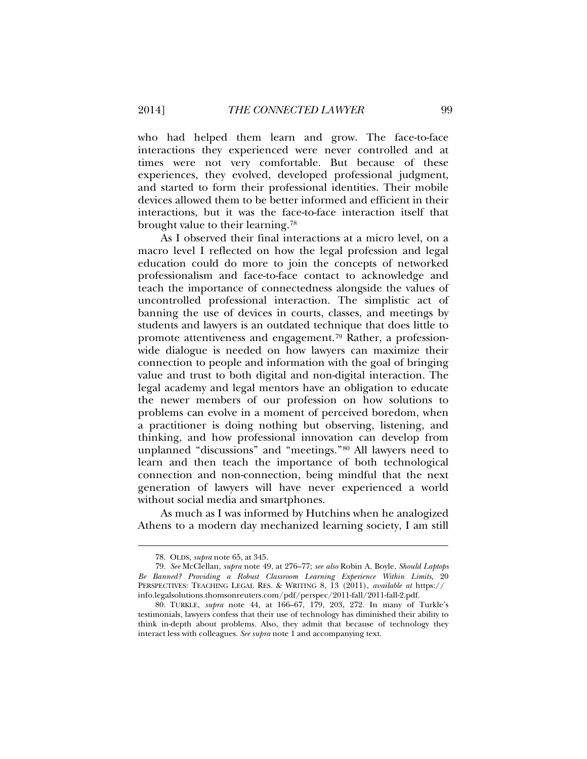who had helped them learn and grow. The face-to-face interactions they experienced were never controlled and at times were not very comfortable. But because of these experiences, they evolved, developed professional judgment, and started to form their professional identities. Their mobile devices allowed them to be better informed and efficient in their interactions, but it was the face-to-face interaction itself that brought value to their learning.[78]

As I observed their final interactions at a micro level, on a macro level I reflected on how the legal profession and legal education could do more to join the concepts of networked professionalism and face-to-face contact to acknowledge and teach the importance of connectedness alongside the values of uncontrolled professional interaction. The simplistic act of banning the use of devices in courts, classes, and meetings by students and lawyers is an outdated technique that does little to promote attentiveness and engagement.[79] Rather, a profession-wide dialogue is needed on how lawyers can maximize their connection to people and information with the goal of bringing value and trust to both digital and non-digital interaction. The legal academy and legal mentors have an obligation to educate the newer members of our profession on how solutions to problems can evolve in a moment of perceived boredom, when a practitioner is doing nothing but observing, listening, and thinking, and how professional innovation can develop from unplanned "discussions" and "meetings."[80] All lawyers need to learn and then teach the importance of both technological connection and non-connection, being mindful that the next generation of lawyers will have never experienced a world without social media and smartphones.

As much as I was informed by Hutchins when he analogized Athens to a modern day mechanized learning society, I am still

---

78. OLDS, *supra* note 65, at 345.

79. *See* McClellan, *supra* note 49, at 276–77; *see also* Robin A. Boyle, *Should Laptops Be Banned? Providing a Robust Classroom Learning Experience Within Limits*, 20 PERSPECTIVES: TEACHING LEGAL RES. & WRITING 8, 13 (2011), *available at* https://info.legalsolutions.thomsonreuters.com/pdf/perspec/2011-fall/2011-fall-2.pdf.

80. TURKLE, *supra* note 44, at 166–67, 179, 203, 272. In many of Turkle's testimonials, lawyers confess that their use of technology has diminished their ability to think in-depth about problems. Also, they admit that because of technology they interact less with colleagues. *See supra* note 1 and accompanying text.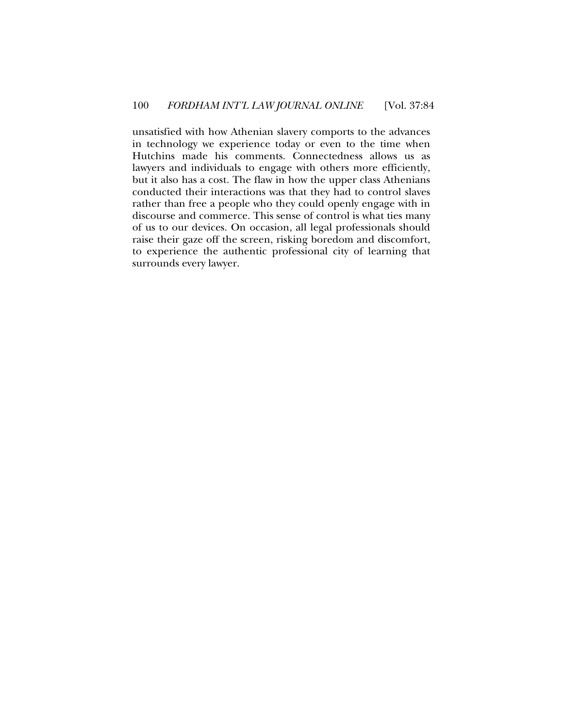unsatisfied with how Athenian slavery comports to the advances in technology we experience today or even to the time when Hutchins made his comments. Connectedness allows us as lawyers and individuals to engage with others more efficiently, but it also has a cost. The flaw in how the upper class Athenians conducted their interactions was that they had to control slaves rather than free a people who they could openly engage with in discourse and commerce. This sense of control is what ties many of us to our devices. On occasion, all legal professionals should raise their gaze off the screen, risking boredom and discomfort, to experience the authentic professional city of learning that surrounds every lawyer.